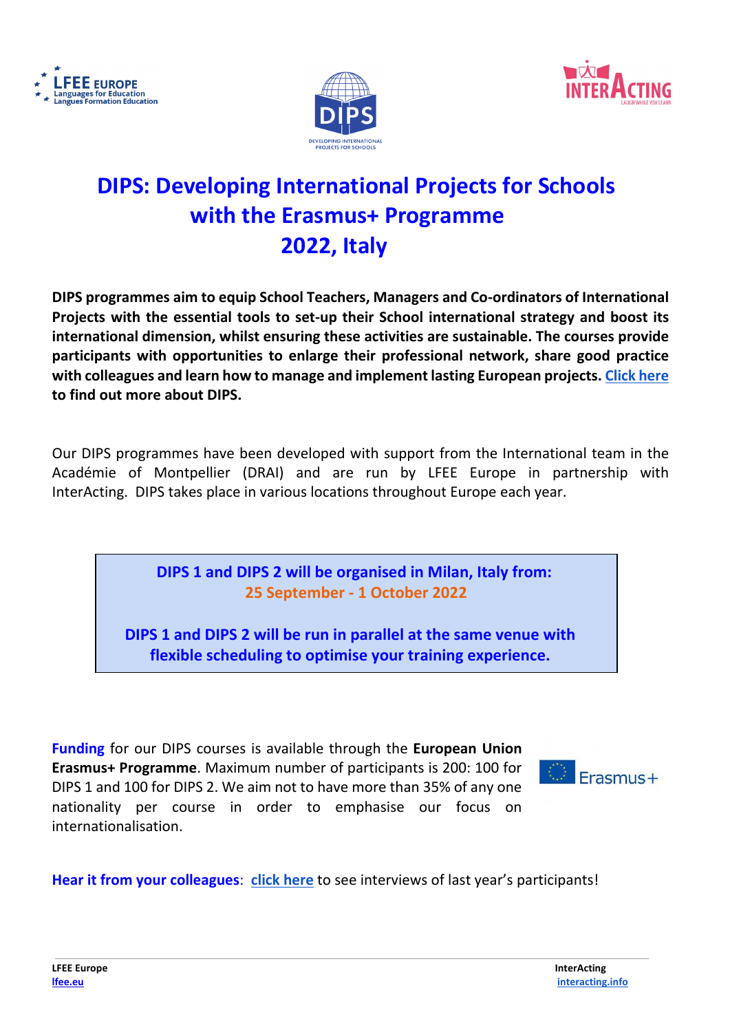# DIPS: Developing International Projects for Schools with the Erasmus+ Programme 2022, Italy

**DIPS programmes aim to equip School Teachers, Managers and Co-ordinators of International Projects with the essential tools to set-up their School international strategy and boost its international dimension, whilst ensuring these activities are sustainable. The courses provide participants with opportunities to enlarge their professional network, share good practice with colleagues and learn how to manage and implement lasting European projects. Click here to find out more about DIPS.**

Our DIPS programmes have been developed with support from the International team in the Académie of Montpellier (DRAI) and are run by LFEE Europe in partnership with InterActing. DIPS takes place in various locations throughout Europe each year.

**DIPS 1 and DIPS 2 will be organised in Milan, Italy from:**
**25 September - 1 October 2022**

**DIPS 1 and DIPS 2 will be run in parallel at the same venue with flexible scheduling to optimise your training experience.**

**Funding** for our DIPS courses is available through the **European Union Erasmus+ Programme**. Maximum number of participants is 200: 100 for DIPS 1 and 100 for DIPS 2. We aim not to have more than 35% of any one nationality per course in order to emphasise our focus on internationalisation.

**Hear it from your colleagues**: **click here** to see interviews of last year's participants!

**LFEE Europe**
lfee.eu

**InterActing**
interacting.info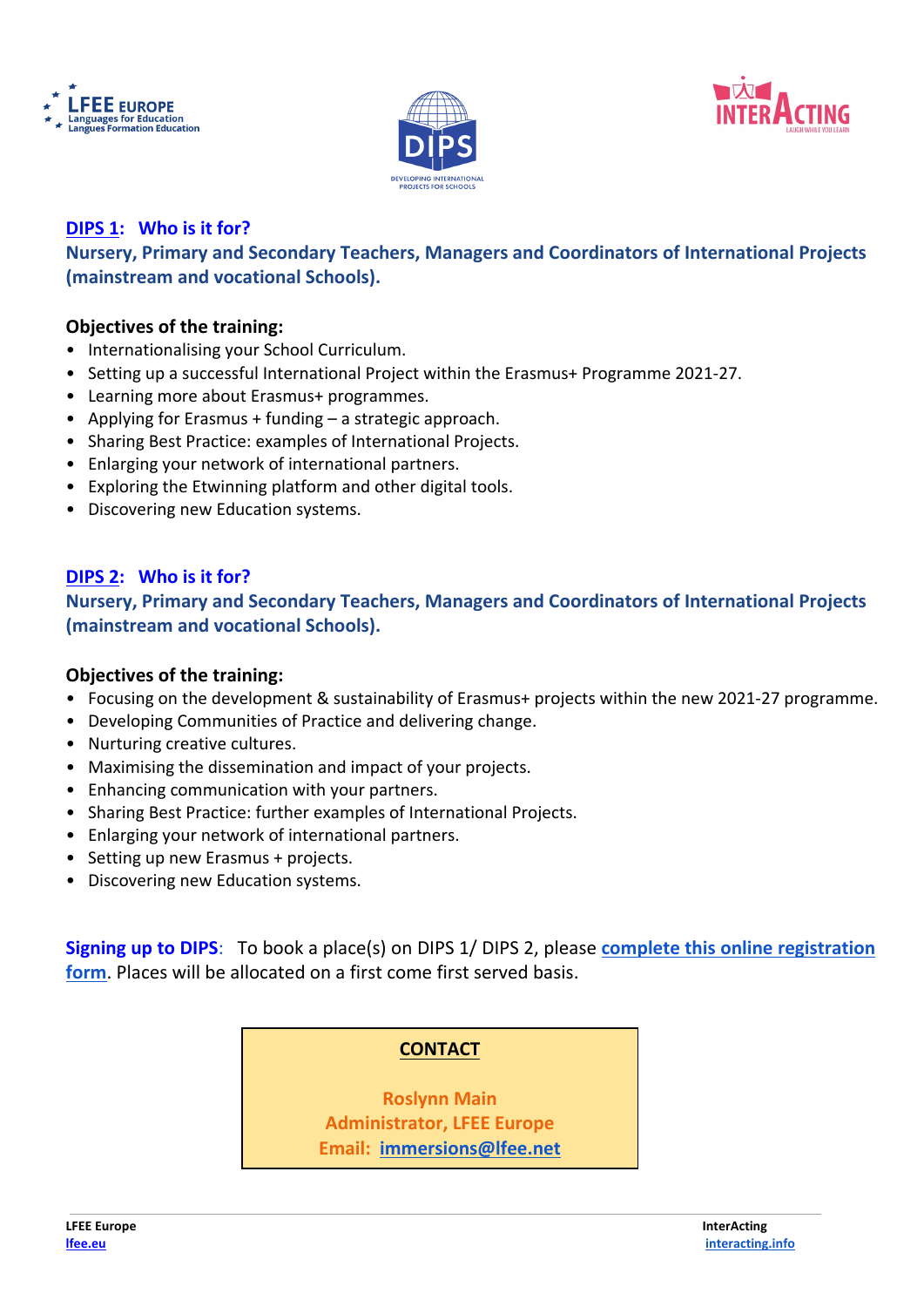LFEE EUROPE
Languages for Education
Langues Formation Education

DIPS
DEVELOPING INTERNATIONAL PROJECTS FOR SCHOOLS

INTERACTING
LAUGH WHILE YOU LEARN

## DIPS 1: Who is it for?

**Nursery, Primary and Secondary Teachers, Managers and Coordinators of International Projects (mainstream and vocational Schools).**

**Objectives of the training:**

- Internationalising your School Curriculum.
- Setting up a successful International Project within the Erasmus+ Programme 2021-27.
- Learning more about Erasmus+ programmes.
- Applying for Erasmus + funding – a strategic approach.
- Sharing Best Practice: examples of International Projects.
- Enlarging your network of international partners.
- Exploring the Etwinning platform and other digital tools.
- Discovering new Education systems.

## DIPS 2: Who is it for?

**Nursery, Primary and Secondary Teachers, Managers and Coordinators of International Projects (mainstream and vocational Schools).**

**Objectives of the training:**

- Focusing on the development & sustainability of Erasmus+ projects within the new 2021-27 programme.
- Developing Communities of Practice and delivering change.
- Nurturing creative cultures.
- Maximising the dissemination and impact of your projects.
- Enhancing communication with your partners.
- Sharing Best Practice: further examples of International Projects.
- Enlarging your network of international partners.
- Setting up new Erasmus + projects.
- Discovering new Education systems.

**Signing up to DIPS**: To book a place(s) on DIPS 1/ DIPS 2, please **complete this online registration form**. Places will be allocated on a first come first served basis.

**CONTACT**

**Roslynn Main**
**Administrator, LFEE Europe**
**Email: immersions@lfee.net**

**LFEE Europe**
lfee.eu

**InterActing**
interacting.info